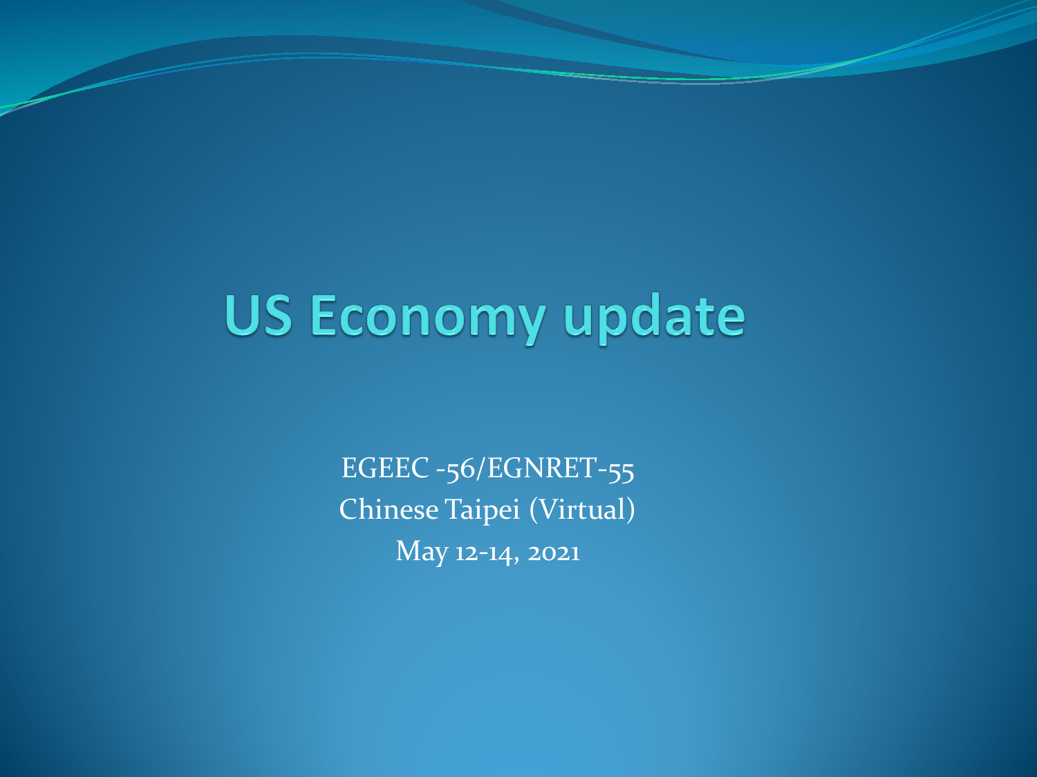# US Economy update

EGEEC -56/EGNRET-55

Chinese Taipei (Virtual)

May 12-14, 2021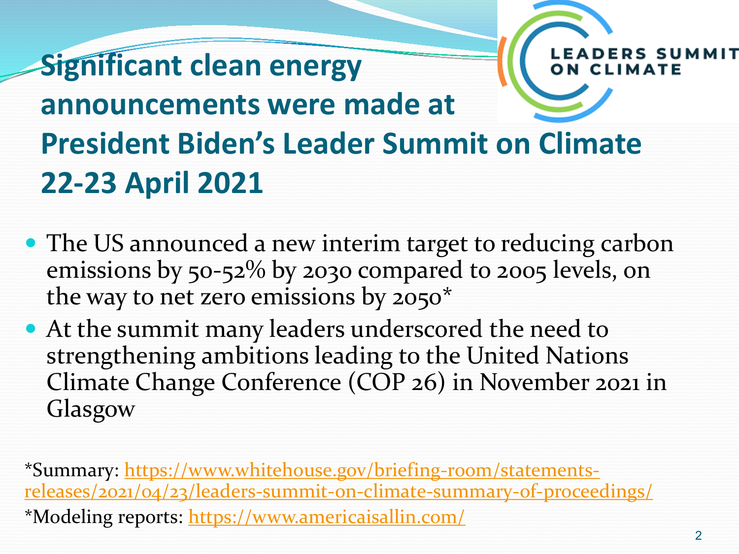# Significant clean energy announcements were made at President Biden's Leader Summit on Climate 22-23 April 2021

LEADERS SUMMIT ON CLIMATE

- The US announced a new interim target to reducing carbon emissions by 50-52% by 2030 compared to 2005 levels, on the way to net zero emissions by 2050*
- At the summit many leaders underscored the need to strengthening ambitions leading to the United Nations Climate Change Conference (COP 26) in November 2021 in Glasgow

*Summary: https://www.whitehouse.gov/briefing-room/statements-releases/2021/04/23/leaders-summit-on-climate-summary-of-proceedings/

*Modeling reports: https://www.americaisallin.com/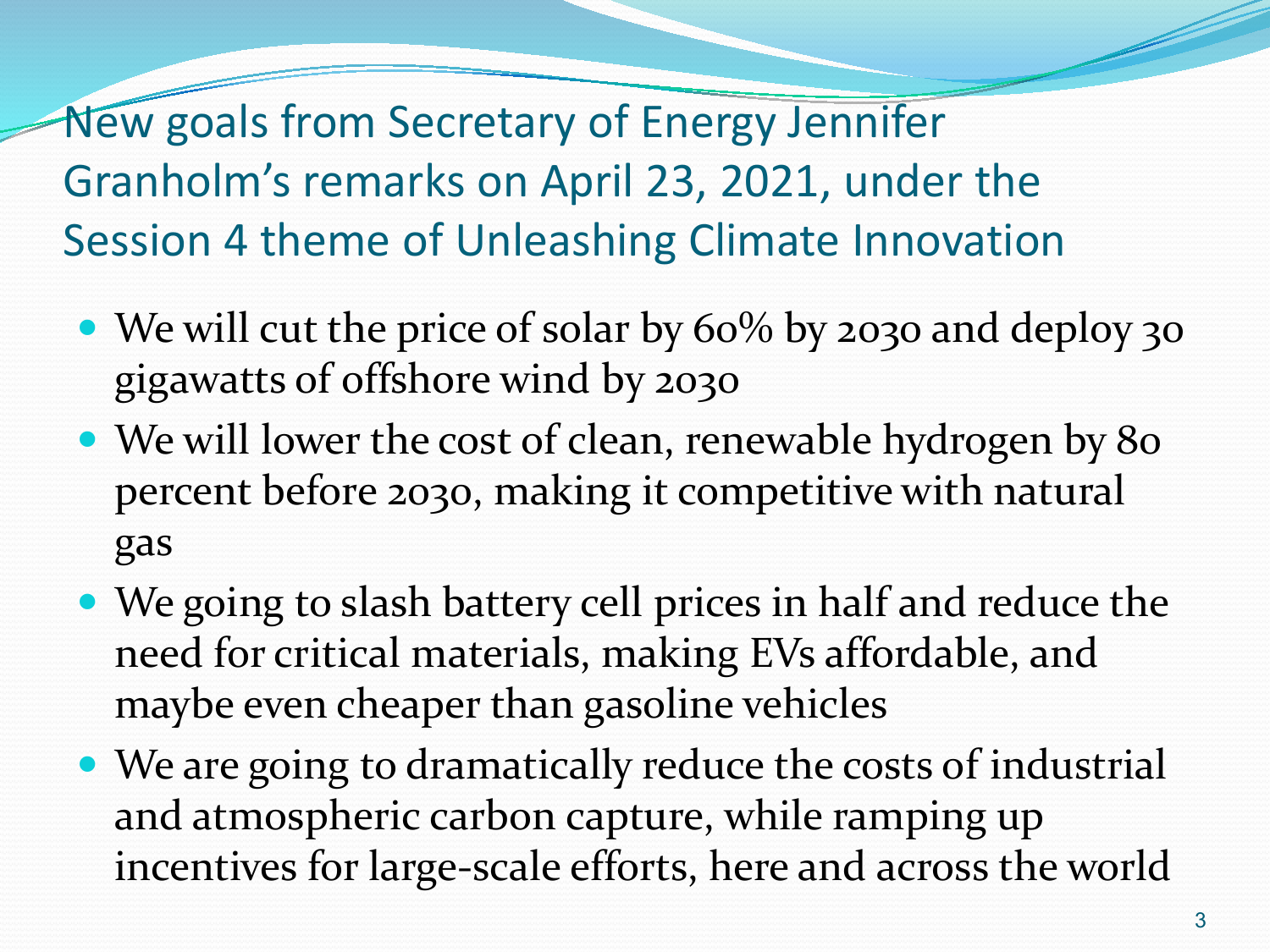# New goals from Secretary of Energy Jennifer Granholm's remarks on April 23, 2021, under the Session 4 theme of Unleashing Climate Innovation

- We will cut the price of solar by 60% by 2030 and deploy 30 gigawatts of offshore wind by 2030
- We will lower the cost of clean, renewable hydrogen by 80 percent before 2030, making it competitive with natural gas
- We going to slash battery cell prices in half and reduce the need for critical materials, making EVs affordable, and maybe even cheaper than gasoline vehicles
- We are going to dramatically reduce the costs of industrial and atmospheric carbon capture, while ramping up incentives for large-scale efforts, here and across the world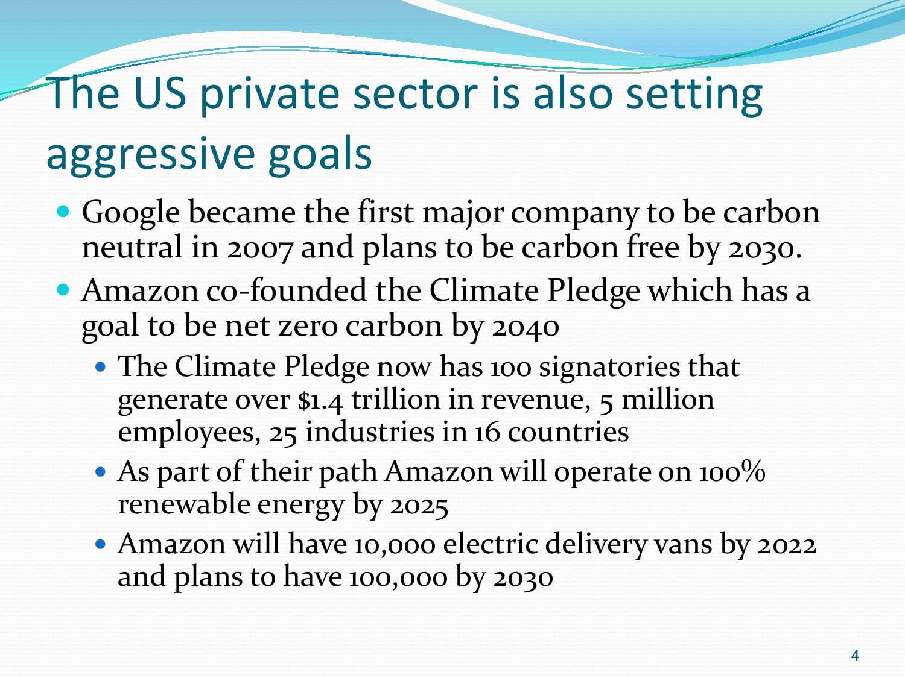# The US private sector is also setting aggressive goals

- Google became the first major company to be carbon neutral in 2007 and plans to be carbon free by 2030.
- Amazon co-founded the Climate Pledge which has a goal to be net zero carbon by 2040
  - The Climate Pledge now has 100 signatories that generate over $1.4 trillion in revenue, 5 million employees, 25 industries in 16 countries
  - As part of their path Amazon will operate on 100% renewable energy by 2025
  - Amazon will have 10,000 electric delivery vans by 2022 and plans to have 100,000 by 2030